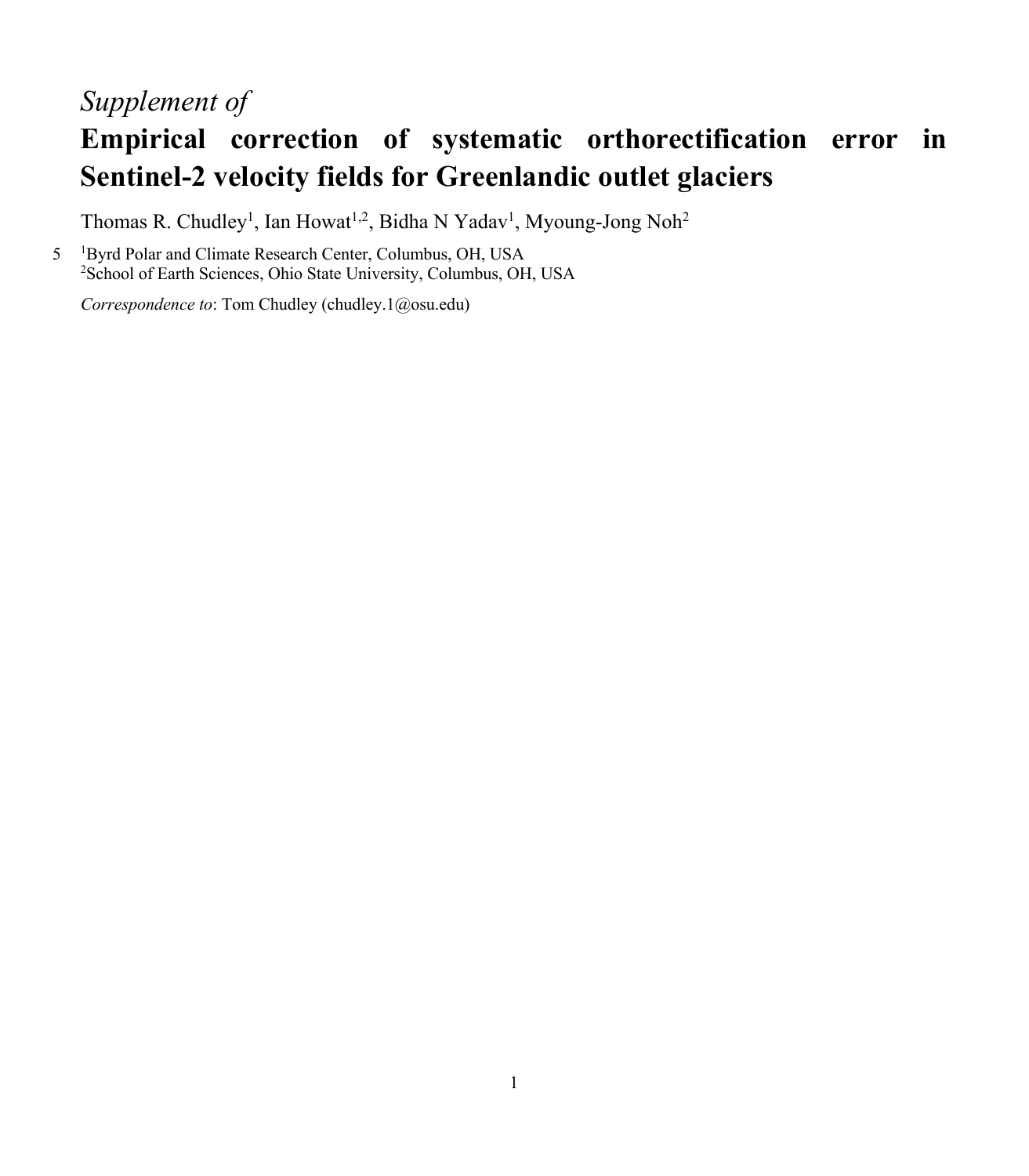*Supplement of*

# Empirical correction of systematic orthorectification error in Sentinel-2 velocity fields for Greenlandic outlet glaciers

Thomas R. Chudley[1], Ian Howat[1,2], Bidha N Yadav[1], Myoung-Jong Noh[2]

[1]Byrd Polar and Climate Research Center, Columbus, OH, USA
[2]School of Earth Sciences, Ohio State University, Columbus, OH, USA

*Correspondence to*: Tom Chudley (chudley.1@osu.edu)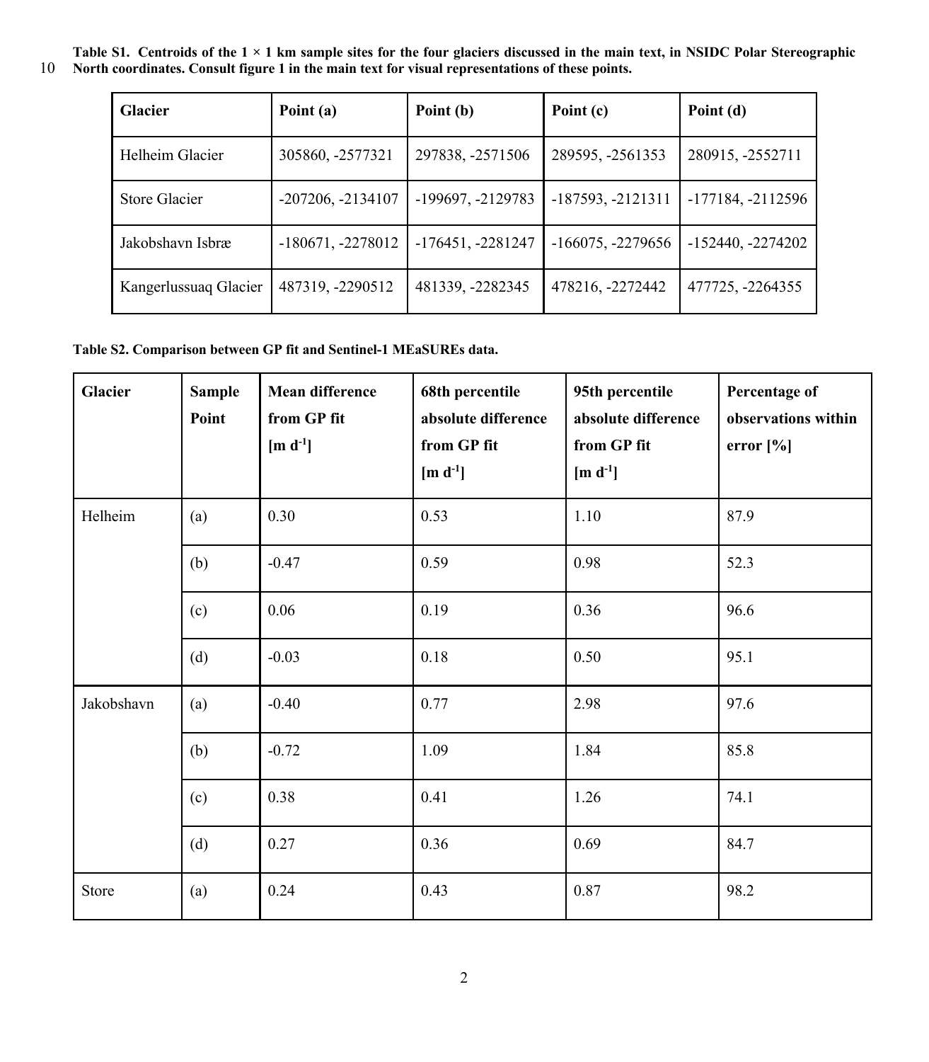**Table S1. Centroids of the 1 × 1 km sample sites for the four glaciers discussed in the main text, in NSIDC Polar Stereographic North coordinates. Consult figure 1 in the main text for visual representations of these points.**

| Glacier | Point (a) | Point (b) | Point (c) | Point (d) |
|---|---|---|---|---|
| Helheim Glacier | 305860, -2577321 | 297838, -2571506 | 289595, -2561353 | 280915, -2552711 |
| Store Glacier | -207206, -2134107 | -199697, -2129783 | -187593, -2121311 | -177184, -2112596 |
| Jakobshavn Isbræ | -180671, -2278012 | -176451, -2281247 | -166075, -2279656 | -152440, -2274202 |
| Kangerlussuaq Glacier | 487319, -2290512 | 481339, -2282345 | 478216, -2272442 | 477725, -2264355 |

**Table S2. Comparison between GP fit and Sentinel-1 MEaSUREs data.**

| Glacier | Sample Point | Mean difference from GP fit [m $d^{-1}$] | 68th percentile absolute difference from GP fit [m $d^{-1}$] | 95th percentile absolute difference from GP fit [m $d^{-1}$] | Percentage of observations within error [%] |
|---|---|---|---|---|---|
| Helheim | (a) | 0.30 | 0.53 | 1.10 | 87.9 |
| | (b) | -0.47 | 0.59 | 0.98 | 52.3 |
| | (c) | 0.06 | 0.19 | 0.36 | 96.6 |
| | (d) | -0.03 | 0.18 | 0.50 | 95.1 |
| Jakobshavn | (a) | -0.40 | 0.77 | 2.98 | 97.6 |
| | (b) | -0.72 | 1.09 | 1.84 | 85.8 |
| | (c) | 0.38 | 0.41 | 1.26 | 74.1 |
| | (d) | 0.27 | 0.36 | 0.69 | 84.7 |
| Store | (a) | 0.24 | 0.43 | 0.87 | 98.2 |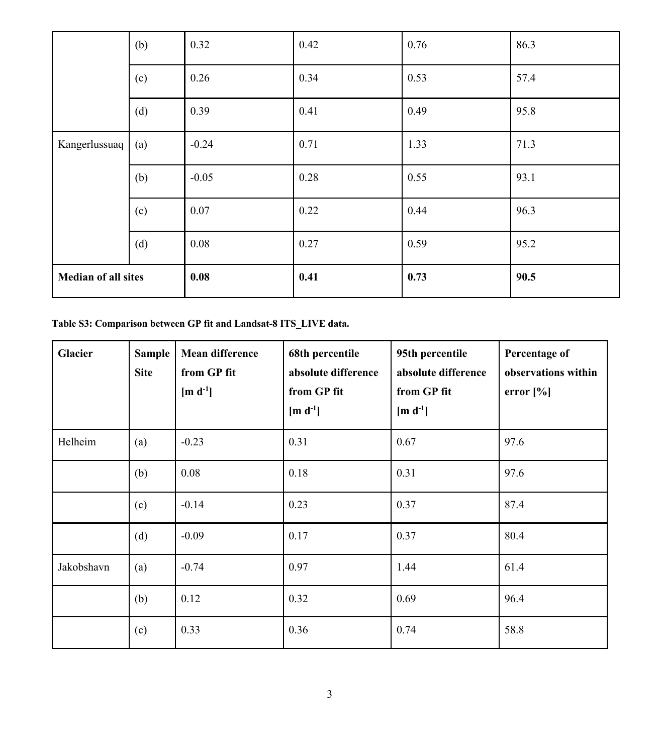| | (b) | 0.32 | 0.42 | 0.76 | 86.3 |
|---|---|---|---|---|---|
| | (c) | 0.26 | 0.34 | 0.53 | 57.4 |
| | (d) | 0.39 | 0.41 | 0.49 | 95.8 |
| Kangerlussuaq | (a) | -0.24 | 0.71 | 1.33 | 71.3 |
| | (b) | -0.05 | 0.28 | 0.55 | 93.1 |
| | (c) | 0.07 | 0.22 | 0.44 | 96.3 |
| | (d) | 0.08 | 0.27 | 0.59 | 95.2 |
| **Median of all sites** | | **0.08** | **0.41** | **0.73** | **90.5** |

**Table S3: Comparison between GP fit and Landsat-8 ITS_LIVE data.**

| Glacier | Sample Site | Mean difference from GP fit [m $d^{-1}$] | 68th percentile absolute difference from GP fit [m $d^{-1}$] | 95th percentile absolute difference from GP fit [m $d^{-1}$] | Percentage of observations within error [%] |
|---|---|---|---|---|---|
| Helheim | (a) | -0.23 | 0.31 | 0.67 | 97.6 |
| | (b) | 0.08 | 0.18 | 0.31 | 97.6 |
| | (c) | -0.14 | 0.23 | 0.37 | 87.4 |
| | (d) | -0.09 | 0.17 | 0.37 | 80.4 |
| Jakobshavn | (a) | -0.74 | 0.97 | 1.44 | 61.4 |
| | (b) | 0.12 | 0.32 | 0.69 | 96.4 |
| | (c) | 0.33 | 0.36 | 0.74 | 58.8 |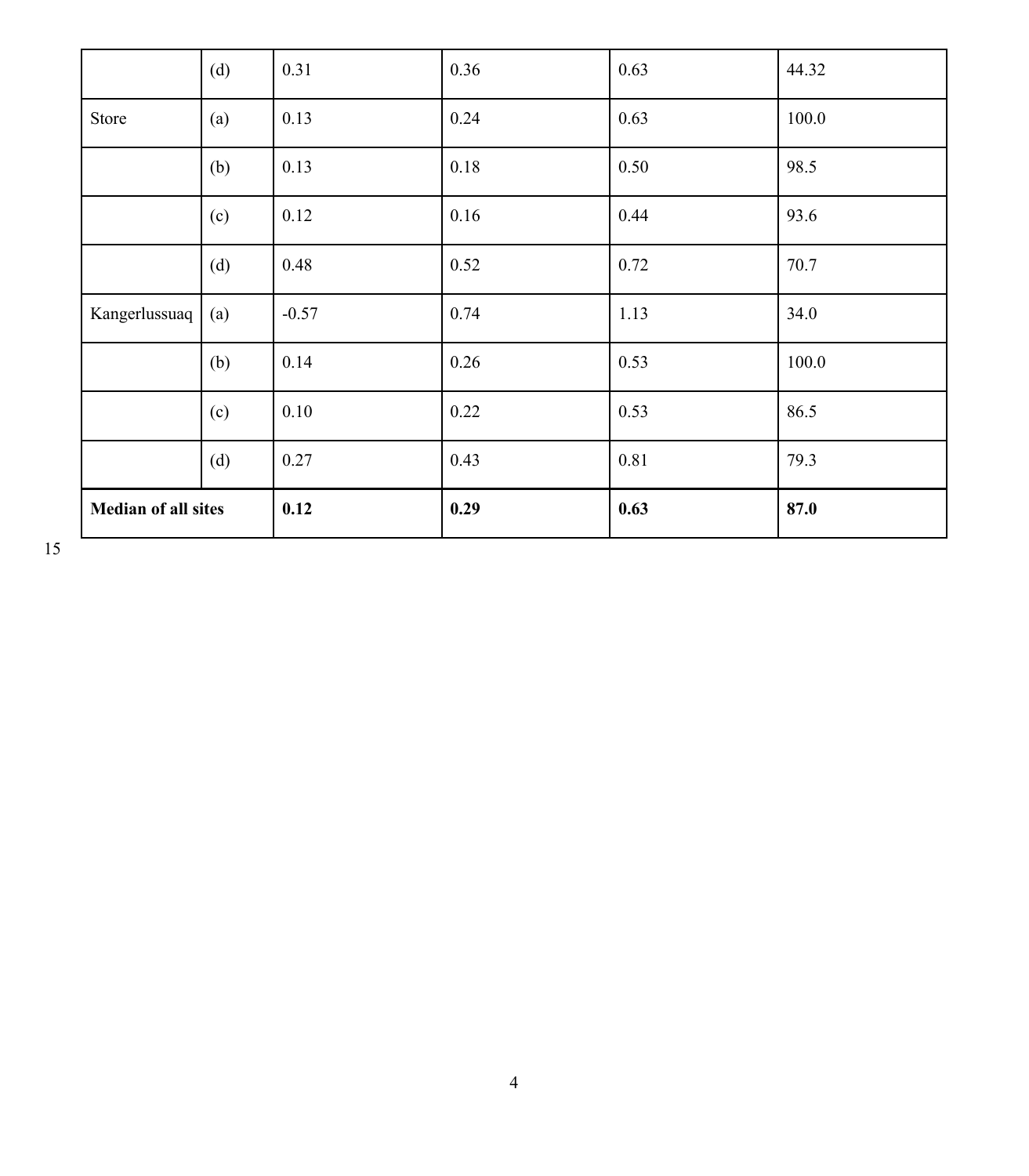| | (d) | 0.31 | 0.36 | 0.63 | 44.32 |
|---|---|---|---|---|---|
| Store | (a) | 0.13 | 0.24 | 0.63 | 100.0 |
| | (b) | 0.13 | 0.18 | 0.50 | 98.5 |
| | (c) | 0.12 | 0.16 | 0.44 | 93.6 |
| | (d) | 0.48 | 0.52 | 0.72 | 70.7 |
| Kangerlussuaq | (a) | -0.57 | 0.74 | 1.13 | 34.0 |
| | (b) | 0.14 | 0.26 | 0.53 | 100.0 |
| | (c) | 0.10 | 0.22 | 0.53 | 86.5 |
| | (d) | 0.27 | 0.43 | 0.81 | 79.3 |
| **Median of all sites** | | **0.12** | **0.29** | **0.63** | **87.0** |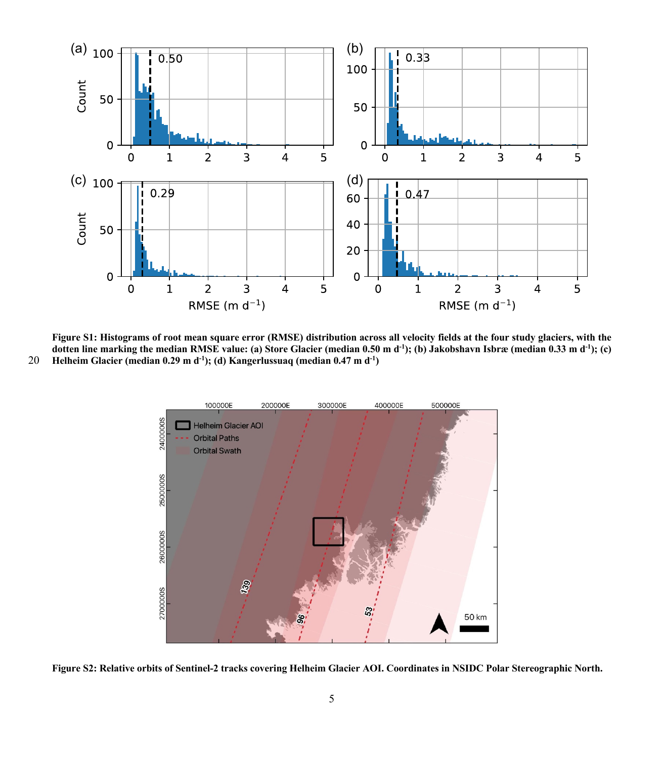**Figure S1: Histograms of root mean square error (RMSE) distribution across all velocity fields at the four study glaciers, with the dotten line marking the median RMSE value: (a) Store Glacier (median 0.50 m d$^{-1}$); (b) Jakobshavn Isbræ (median 0.33 m d$^{-1}$); (c) Helheim Glacier (median 0.29 m d$^{-1}$); (d) Kangerlussuaq (median 0.47 m d$^{-1}$)**

**Figure S2: Relative orbits of Sentinel-2 tracks covering Helheim Glacier AOI. Coordinates in NSIDC Polar Stereographic North.**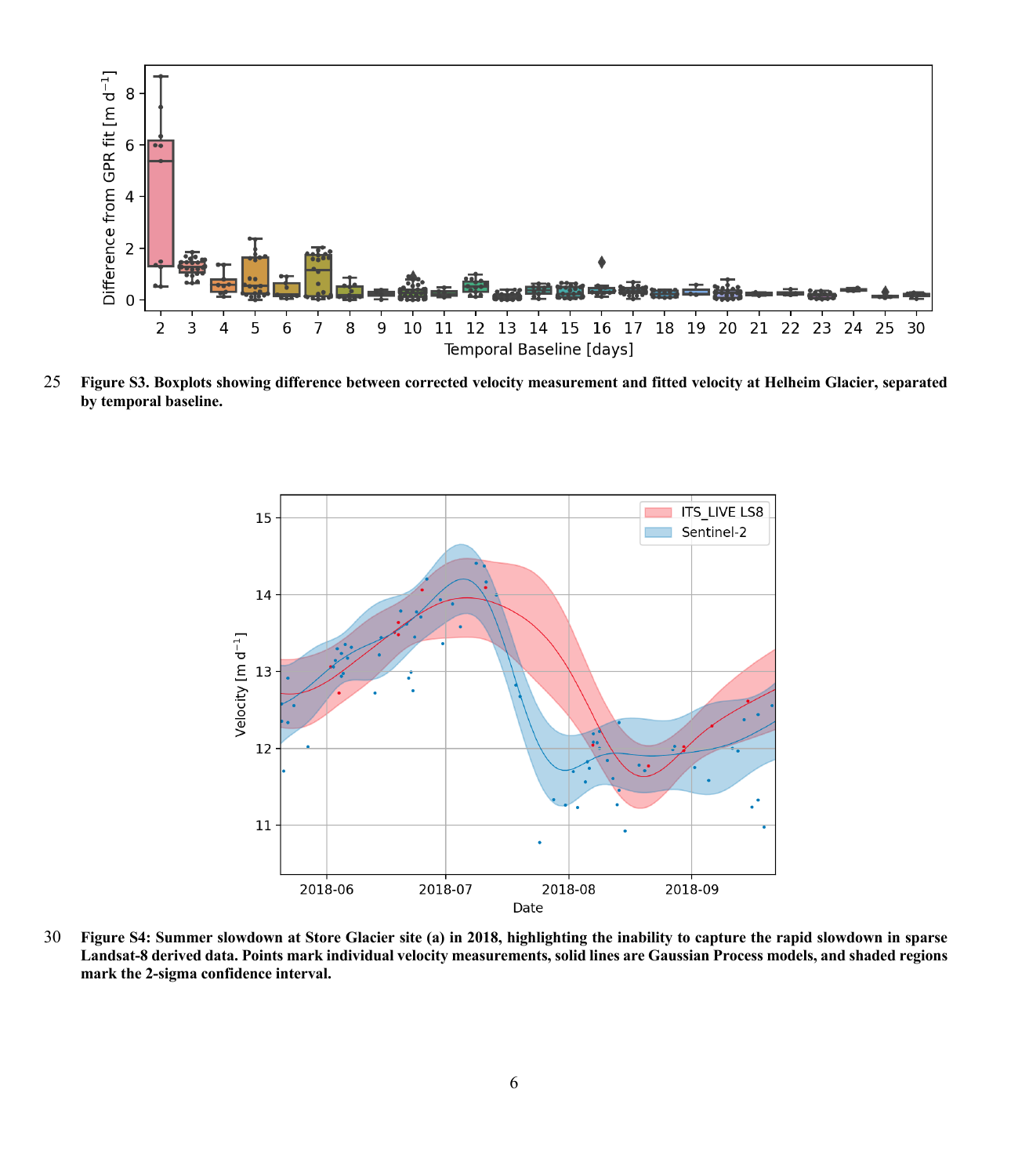**Figure S3. Boxplots showing difference between corrected velocity measurement and fitted velocity at Helheim Glacier, separated by temporal baseline.**

**Figure S4: Summer slowdown at Store Glacier site (a) in 2018, highlighting the inability to capture the rapid slowdown in sparse Landsat-8 derived data. Points mark individual velocity measurements, solid lines are Gaussian Process models, and shaded regions mark the 2-sigma confidence interval.**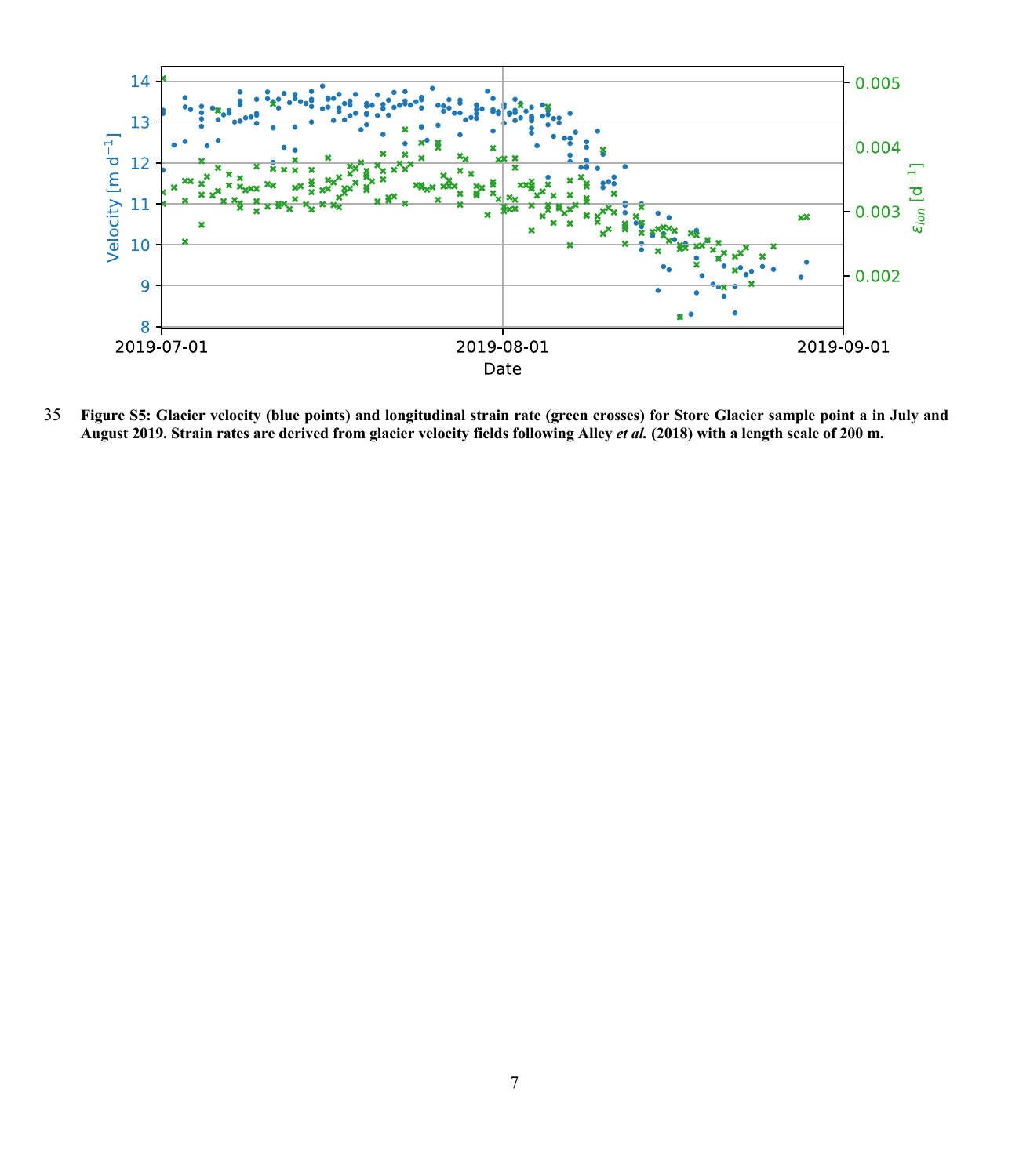Velocity [m d$^{-1}$]

14
13
12
11
10
9
8

$\varepsilon_{lon}$ [d$^{-1}$]

0.005
0.004
0.003
0.002

2019-07-01
2019-08-01
2019-09-01

Date

35 **Figure S5: Glacier velocity (blue points) and longitudinal strain rate (green crosses) for Store Glacier sample point a in July and August 2019. Strain rates are derived from glacier velocity fields following Alley *et al.* (2018) with a length scale of 200 m.**